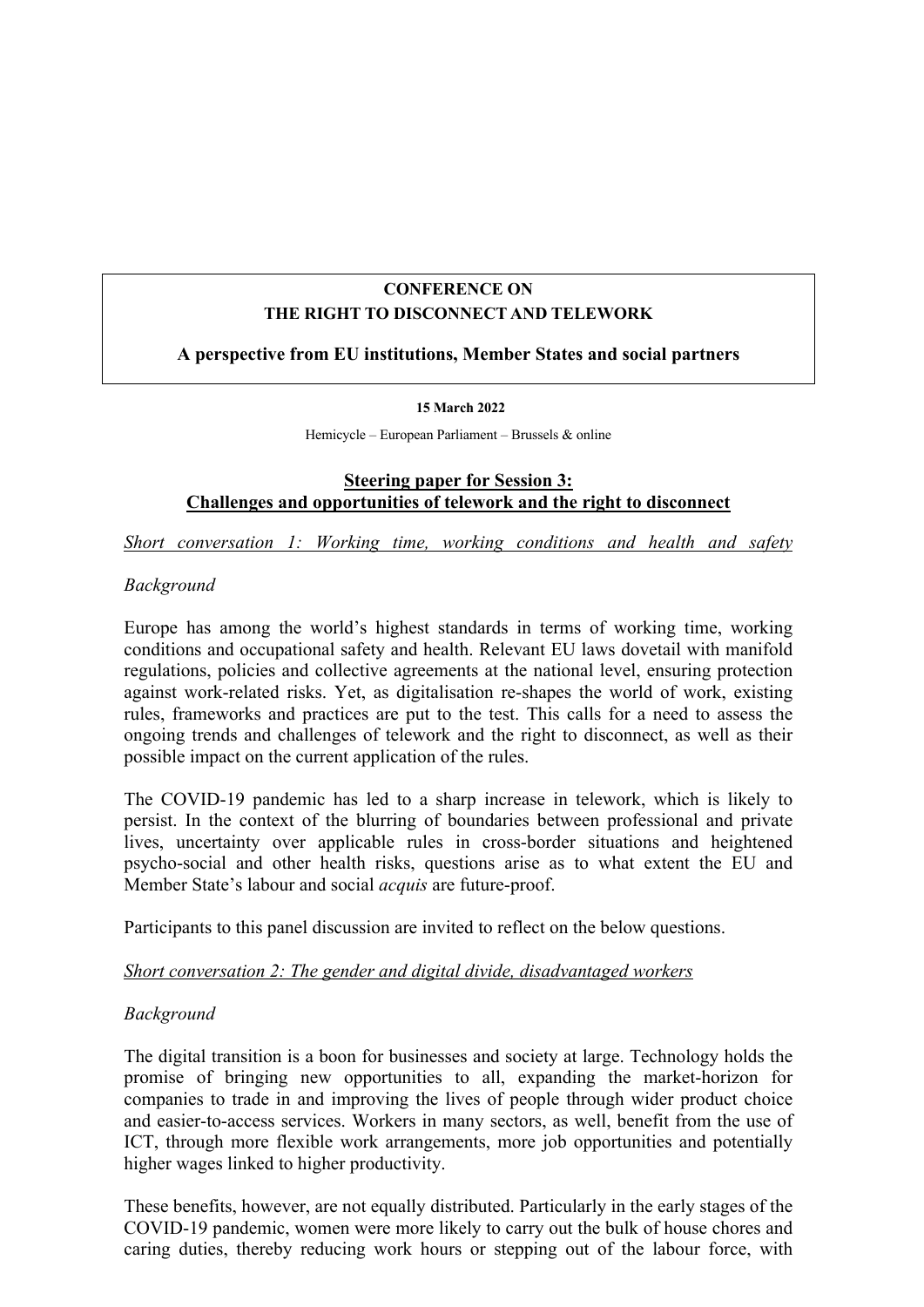**CONFERENCE ON**
**THE RIGHT TO DISCONNECT AND TELEWORK**

**A perspective from EU institutions, Member States and social partners**

**15 March 2022**

Hemicycle – European Parliament – Brussels & online

## Steering paper for Session 3: Challenges and opportunities of telework and the right to disconnect

*Short conversation 1: Working time, working conditions and health and safety*

*Background*

Europe has among the world's highest standards in terms of working time, working conditions and occupational safety and health. Relevant EU laws dovetail with manifold regulations, policies and collective agreements at the national level, ensuring protection against work-related risks. Yet, as digitalisation re-shapes the world of work, existing rules, frameworks and practices are put to the test. This calls for a need to assess the ongoing trends and challenges of telework and the right to disconnect, as well as their possible impact on the current application of the rules.

The COVID-19 pandemic has led to a sharp increase in telework, which is likely to persist. In the context of the blurring of boundaries between professional and private lives, uncertainty over applicable rules in cross-border situations and heightened psycho-social and other health risks, questions arise as to what extent the EU and Member State's labour and social *acquis* are future-proof.

Participants to this panel discussion are invited to reflect on the below questions.

*Short conversation 2: The gender and digital divide, disadvantaged workers*

*Background*

The digital transition is a boon for businesses and society at large. Technology holds the promise of bringing new opportunities to all, expanding the market-horizon for companies to trade in and improving the lives of people through wider product choice and easier-to-access services. Workers in many sectors, as well, benefit from the use of ICT, through more flexible work arrangements, more job opportunities and potentially higher wages linked to higher productivity.

These benefits, however, are not equally distributed. Particularly in the early stages of the COVID-19 pandemic, women were more likely to carry out the bulk of house chores and caring duties, thereby reducing work hours or stepping out of the labour force, with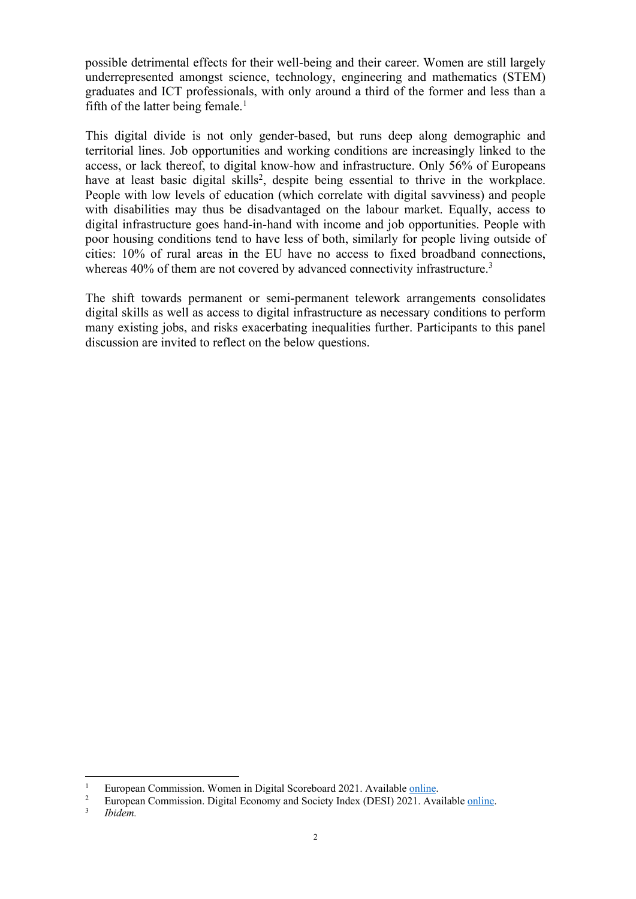possible detrimental effects for their well-being and their career. Women are still largely underrepresented amongst science, technology, engineering and mathematics (STEM) graduates and ICT professionals, with only around a third of the former and less than a fifth of the latter being female.[1]

This digital divide is not only gender-based, but runs deep along demographic and territorial lines. Job opportunities and working conditions are increasingly linked to the access, or lack thereof, to digital know-how and infrastructure. Only 56% of Europeans have at least basic digital skills[2], despite being essential to thrive in the workplace. People with low levels of education (which correlate with digital savviness) and people with disabilities may thus be disadvantaged on the labour market. Equally, access to digital infrastructure goes hand-in-hand with income and job opportunities. People with poor housing conditions tend to have less of both, similarly for people living outside of cities: 10% of rural areas in the EU have no access to fixed broadband connections, whereas 40% of them are not covered by advanced connectivity infrastructure.[3]

The shift towards permanent or semi-permanent telework arrangements consolidates digital skills as well as access to digital infrastructure as necessary conditions to perform many existing jobs, and risks exacerbating inequalities further. Participants to this panel discussion are invited to reflect on the below questions.

---

[1] European Commission. Women in Digital Scoreboard 2021. Available online.

[2] European Commission. Digital Economy and Society Index (DESI) 2021. Available online.

[3] *Ibidem.*